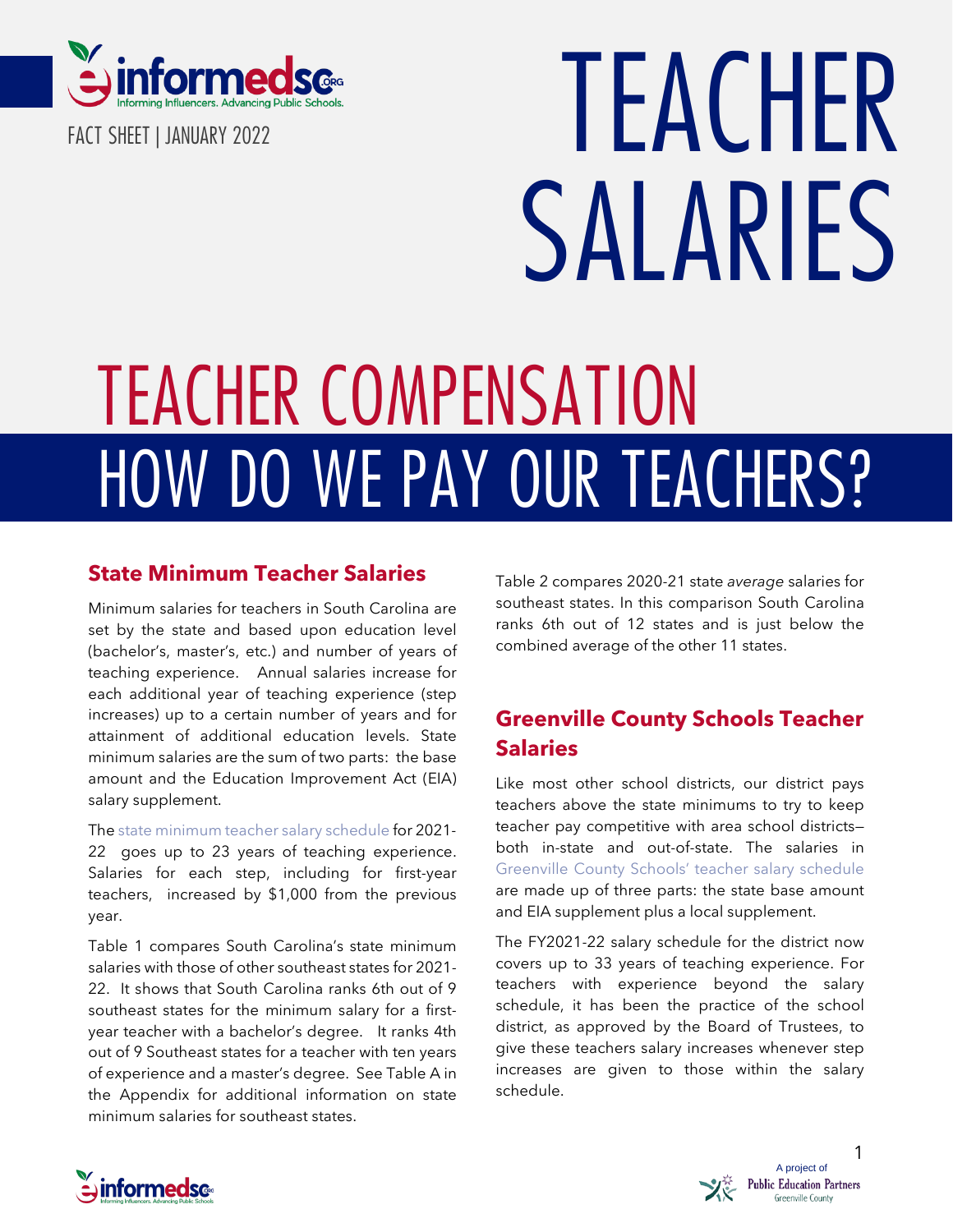FACT SHEET | JANUARY 2022

# TEACHER SALARIES

# TEACHER COMPENSATION

## HOW DO WE PAY OUR TEACHERS?

### State Minimum Teacher Salaries

Minimum salaries for teachers in South Carolina are set by the state and based upon education level (bachelor's, master's, etc.) and number of years of teaching experience. Annual salaries increase for each additional year of teaching experience (step increases) up to a certain number of years and for attainment of additional education levels. State minimum salaries are the sum of two parts: the base amount and the Education Improvement Act (EIA) salary supplement.

The state minimum teacher salary schedule for 2021-22 goes up to 23 years of teaching experience. Salaries for each step, including for first-year teachers, increased by $1,000 from the previous year.

Table 1 compares South Carolina's state minimum salaries with those of other southeast states for 2021-22. It shows that South Carolina ranks 6th out of 9 southeast states for the minimum salary for a first-year teacher with a bachelor's degree. It ranks 4th out of 9 Southeast states for a teacher with ten years of experience and a master's degree. See Table A in the Appendix for additional information on state minimum salaries for southeast states.

Table 2 compares 2020-21 state *average* salaries for southeast states. In this comparison South Carolina ranks 6th out of 12 states and is just below the combined average of the other 11 states.

### Greenville County Schools Teacher Salaries

Like most other school districts, our district pays teachers above the state minimums to try to keep teacher pay competitive with area school districts—both in-state and out-of-state. The salaries in Greenville County Schools' teacher salary schedule are made up of three parts: the state base amount and EIA supplement plus a local supplement.

The FY2021-22 salary schedule for the district now covers up to 33 years of teaching experience. For teachers with experience beyond the salary schedule, it has been the practice of the school district, as approved by the Board of Trustees, to give these teachers salary increases whenever step increases are given to those within the salary schedule.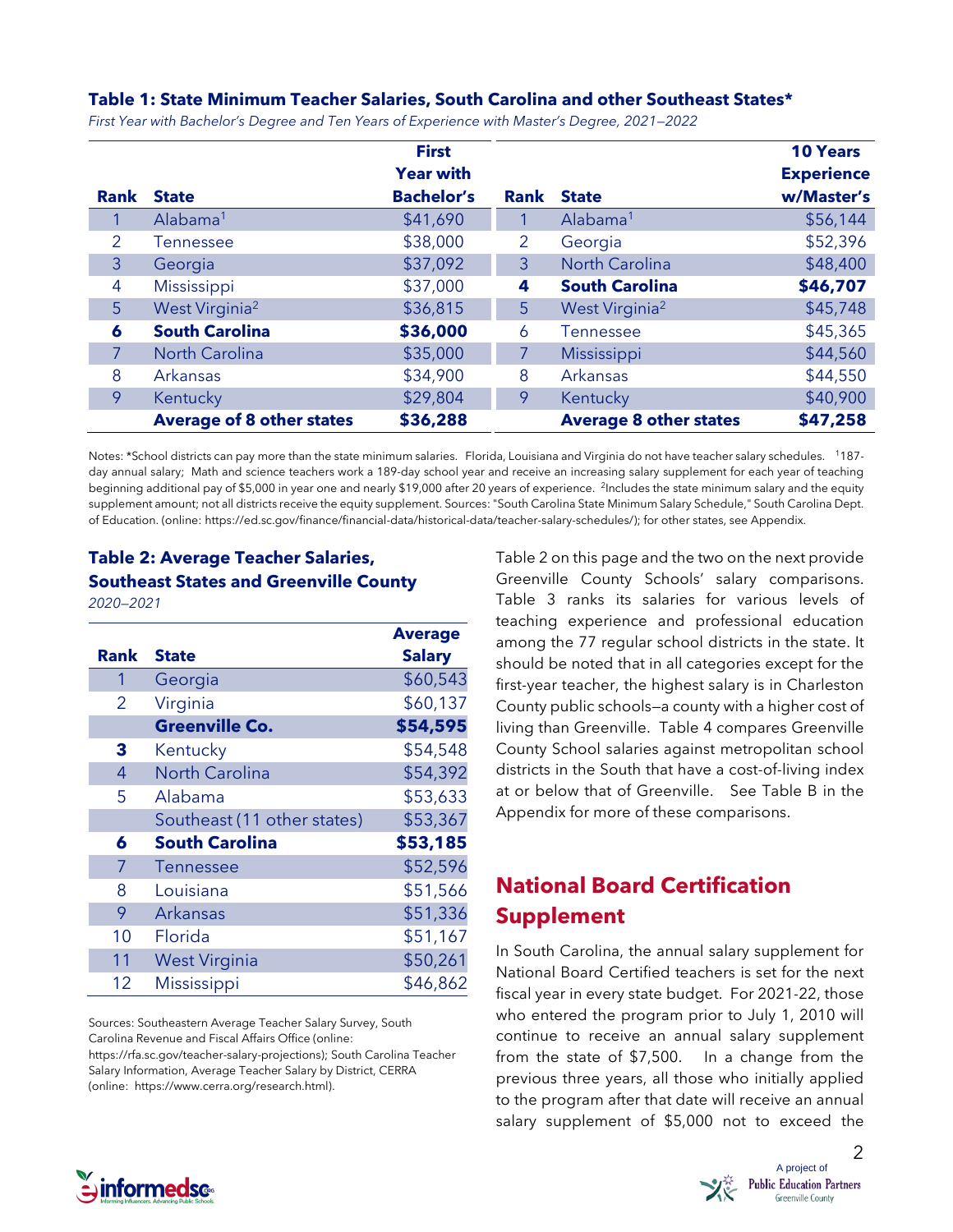### Table 1: State Minimum Teacher Salaries, South Carolina and other Southeast States*

*First Year with Bachelor's Degree and Ten Years of Experience with Master's Degree, 2021–2022*

| Rank | State | First Year with Bachelor's | Rank | State | 10 Years Experience w/Master's |
|---|---|---|---|---|---|
| 1 | Alabama[1] | $41,690 | 1 | Alabama[1] | $56,144 |
| 2 | Tennessee | $38,000 | 2 | Georgia | $52,396 |
| 3 | Georgia | $37,092 | 3 | North Carolina | $48,400 |
| 4 | Mississippi | $37,000 | **4** | **South Carolina** | **$46,707** |
| 5 | West Virginia[2] | $36,815 | 5 | West Virginia[2] | $45,748 |
| **6** | **South Carolina** | **$36,000** | 6 | Tennessee | $45,365 |
| 7 | North Carolina | $35,000 | 7 | Mississippi | $44,560 |
| 8 | Arkansas | $34,900 | 8 | Arkansas | $44,550 |
| 9 | Kentucky | $29,804 | 9 | Kentucky | $40,900 |
| | **Average of 8 other states** | **$36,288** | | **Average 8 other states** | **$47,258** |

Notes: *School districts can pay more than the state minimum salaries. Florida, Louisiana and Virginia do not have teacher salary schedules. [1]187-day annual salary; Math and science teachers work a 189-day school year and receive an increasing salary supplement for each year of teaching beginning additional pay of $5,000 in year one and nearly $19,000 after 20 years of experience. [2]Includes the state minimum salary and the equity supplement amount; not all districts receive the equity supplement. Sources: "South Carolina State Minimum Salary Schedule," South Carolina Dept. of Education. (online: https://ed.sc.gov/finance/financial-data/historical-data/teacher-salary-schedules/); for other states, see Appendix.

### Table 2: Average Teacher Salaries, Southeast States and Greenville County

*2020–2021*

| Rank | State | Average Salary |
|---|---|---|
| 1 | Georgia | $60,543 |
| 2 | Virginia | $60,137 |
| | **Greenville Co.** | **$54,595** |
| **3** | Kentucky | $54,548 |
| 4 | North Carolina | $54,392 |
| 5 | Alabama | $53,633 |
| | Southeast (11 other states) | $53,367 |
| **6** | **South Carolina** | **$53,185** |
| 7 | Tennessee | $52,596 |
| 8 | Louisiana | $51,566 |
| 9 | Arkansas | $51,336 |
| 10 | Florida | $51,167 |
| 11 | West Virginia | $50,261 |
| 12 | Mississippi | $46,862 |

Sources: Southeastern Average Teacher Salary Survey, South Carolina Revenue and Fiscal Affairs Office (online: https://rfa.sc.gov/teacher-salary-projections); South Carolina Teacher Salary Information, Average Teacher Salary by District, CERRA (online: https://www.cerra.org/research.html).

Table 2 on this page and the two on the next provide Greenville County Schools' salary comparisons. Table 3 ranks its salaries for various levels of teaching experience and professional education among the 77 regular school districts in the state. It should be noted that in all categories except for the first-year teacher, the highest salary is in Charleston County public schools—a county with a higher cost of living than Greenville. Table 4 compares Greenville County School salaries against metropolitan school districts in the South that have a cost-of-living index at or below that of Greenville. See Table B in the Appendix for more of these comparisons.

## National Board Certification Supplement

In South Carolina, the annual salary supplement for National Board Certified teachers is set for the next fiscal year in every state budget. For 2021-22, those who entered the program prior to July 1, 2010 will continue to receive an annual salary supplement from the state of $7,500. In a change from the previous three years, all those who initially applied to the program after that date will receive an annual salary supplement of $5,000 not to exceed the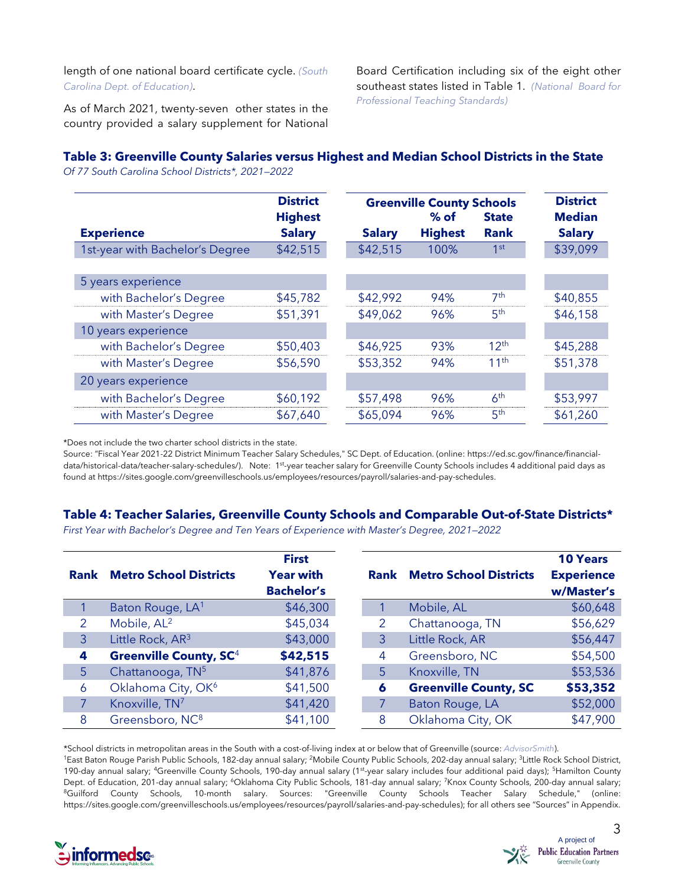length of one national board certificate cycle. *(South Carolina Dept. of Education)*.

As of March 2021, twenty-seven other states in the country provided a salary supplement for National Board Certification including six of the eight other southeast states listed in Table 1. *(National Board for Professional Teaching Standards)*

### Table 3: Greenville County Salaries versus Highest and Median School Districts in the State

*Of 77 South Carolina School Districts*, 2021–2022*

| Experience | District Highest Salary | Greenville County Schools Salary | Greenville County Schools % of Highest | Greenville County Schools State Rank | District Median Salary |
|---|---|---|---|---|---|
| 1st-year with Bachelor's Degree | $42,515 | $42,515 | 100% | 1st | $39,099 |
| 5 years experience | | | | | |
| with Bachelor's Degree | $45,782 | $42,992 | 94% | 7th | $40,855 |
| with Master's Degree | $51,391 | $49,062 | 96% | 5th | $46,158 |
| 10 years experience | | | | | |
| with Bachelor's Degree | $50,403 | $46,925 | 93% | 12th | $45,288 |
| with Master's Degree | $56,590 | $53,352 | 94% | 11th | $51,378 |
| 20 years experience | | | | | |
| with Bachelor's Degree | $60,192 | $57,498 | 96% | 6th | $53,997 |
| with Master's Degree | $67,640 | $65,094 | 96% | 5th | $61,260 |

*Does not include the two charter school districts in the state.
Source: "Fiscal Year 2021-22 District Minimum Teacher Salary Schedules," SC Dept. of Education. (online: https://ed.sc.gov/finance/financial-data/historical-data/teacher-salary-schedules/). Note: 1st-year teacher salary for Greenville County Schools includes 4 additional paid days as found at https://sites.google.com/greenvilleschools.us/employees/resources/payroll/salaries-and-pay-schedules.

### Table 4: Teacher Salaries, Greenville County Schools and Comparable Out-of-State Districts*

*First Year with Bachelor's Degree and Ten Years of Experience with Master's Degree, 2021–2022*

| Rank | Metro School Districts | First Year with Bachelor's |
|---|---|---|
| 1 | Baton Rouge, LA[1] | $46,300 |
| 2 | Mobile, AL[2] | $45,034 |
| 3 | Little Rock, AR[3] | $43,000 |
| **4** | **Greenville County, SC**[4] | **$42,515** |
| 5 | Chattanooga, TN[5] | $41,876 |
| 6 | Oklahoma City, OK[6] | $41,500 |
| 7 | Knoxville, TN[7] | $41,420 |
| 8 | Greensboro, NC[8] | $41,100 |

| Rank | Metro School Districts | 10 Years Experience w/Master's |
|---|---|---|
| 1 | Mobile, AL | $60,648 |
| 2 | Chattanooga, TN | $56,629 |
| 3 | Little Rock, AR | $56,447 |
| 4 | Greensboro, NC | $54,500 |
| 5 | Knoxville, TN | $53,536 |
| **6** | **Greenville County, SC** | **$53,352** |
| 7 | Baton Rouge, LA | $52,000 |
| 8 | Oklahoma City, OK | $47,900 |

*School districts in metropolitan areas in the South with a cost-of-living index at or below that of Greenville (source: *AdvisorSmith*).
[1]East Baton Rouge Parish Public Schools, 182-day annual salary; [2]Mobile County Public Schools, 202-day annual salary; [3]Little Rock School District, 190-day annual salary; [4]Greenville County Schools, 190-day annual salary (1st-year salary includes four additional paid days); [5]Hamilton County Dept. of Education, 201-day annual salary; [6]Oklahoma City Public Schools, 181-day annual salary; [7]Knox County Schools, 200-day annual salary; [8]Guilford County Schools, 10-month salary. Sources: "Greenville County Schools Teacher Salary Schedule," (online: https://sites.google.com/greenvilleschools.us/employees/resources/payroll/salaries-and-pay-schedules); for all others see "Sources" in Appendix.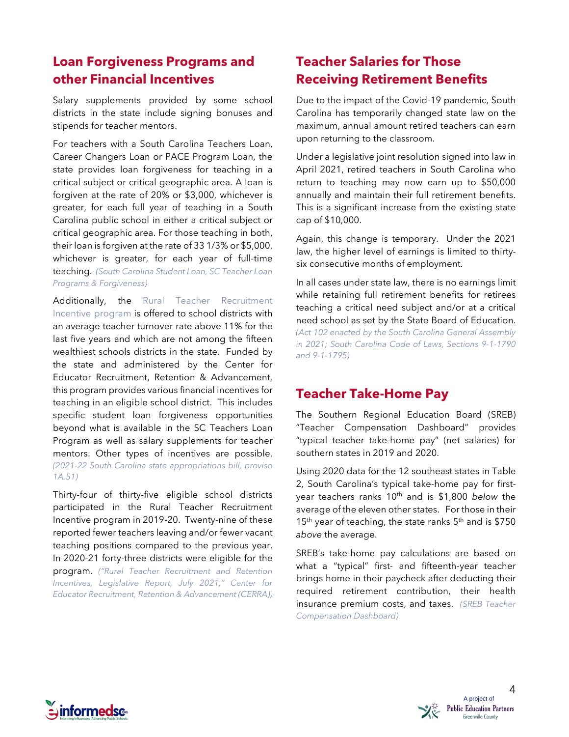## Loan Forgiveness Programs and other Financial Incentives

Salary supplements provided by some school districts in the state include signing bonuses and stipends for teacher mentors.

For teachers with a South Carolina Teachers Loan, Career Changers Loan or PACE Program Loan, the state provides loan forgiveness for teaching in a critical subject or critical geographic area. A loan is forgiven at the rate of 20% or $3,000, whichever is greater, for each full year of teaching in a South Carolina public school in either a critical subject or critical geographic area. For those teaching in both, their loan is forgiven at the rate of 33 1/3% or $5,000, whichever is greater, for each year of full-time teaching. *(South Carolina Student Loan, SC Teacher Loan Programs & Forgiveness)*

Additionally, the Rural Teacher Recruitment Incentive program is offered to school districts with an average teacher turnover rate above 11% for the last five years and which are not among the fifteen wealthiest schools districts in the state. Funded by the state and administered by the Center for Educator Recruitment, Retention & Advancement, this program provides various financial incentives for teaching in an eligible school district. This includes specific student loan forgiveness opportunities beyond what is available in the SC Teachers Loan Program as well as salary supplements for teacher mentors. Other types of incentives are possible. *(2021-22 South Carolina state appropriations bill, proviso 1A.51)*

Thirty-four of thirty-five eligible school districts participated in the Rural Teacher Recruitment Incentive program in 2019-20. Twenty-nine of these reported fewer teachers leaving and/or fewer vacant teaching positions compared to the previous year. In 2020-21 forty-three districts were eligible for the program. *("Rural Teacher Recruitment and Retention Incentives, Legislative Report, July 2021," Center for Educator Recruitment, Retention & Advancement (CERRA))*

## Teacher Salaries for Those Receiving Retirement Benefits

Due to the impact of the Covid-19 pandemic, South Carolina has temporarily changed state law on the maximum, annual amount retired teachers can earn upon returning to the classroom.

Under a legislative joint resolution signed into law in April 2021, retired teachers in South Carolina who return to teaching may now earn up to $50,000 annually and maintain their full retirement benefits. This is a significant increase from the existing state cap of $10,000.

Again, this change is temporary. Under the 2021 law, the higher level of earnings is limited to thirty-six consecutive months of employment.

In all cases under state law, there is no earnings limit while retaining full retirement benefits for retirees teaching a critical need subject and/or at a critical need school as set by the State Board of Education. *(Act 102 enacted by the South Carolina General Assembly in 2021; South Carolina Code of Laws, Sections 9-1-1790 and 9-1-1795)*

## Teacher Take-Home Pay

The Southern Regional Education Board (SREB) "Teacher Compensation Dashboard" provides "typical teacher take-home pay" (net salaries) for southern states in 2019 and 2020.

Using 2020 data for the 12 southeast states in Table 2, South Carolina's typical take-home pay for first-year teachers ranks 10th and is $1,800 *below* the average of the eleven other states. For those in their 15th year of teaching, the state ranks 5th and is $750 *above* the average.

SREB's take-home pay calculations are based on what a "typical" first- and fifteenth-year teacher brings home in their paycheck after deducting their required retirement contribution, their health insurance premium costs, and taxes. *(SREB Teacher Compensation Dashboard)*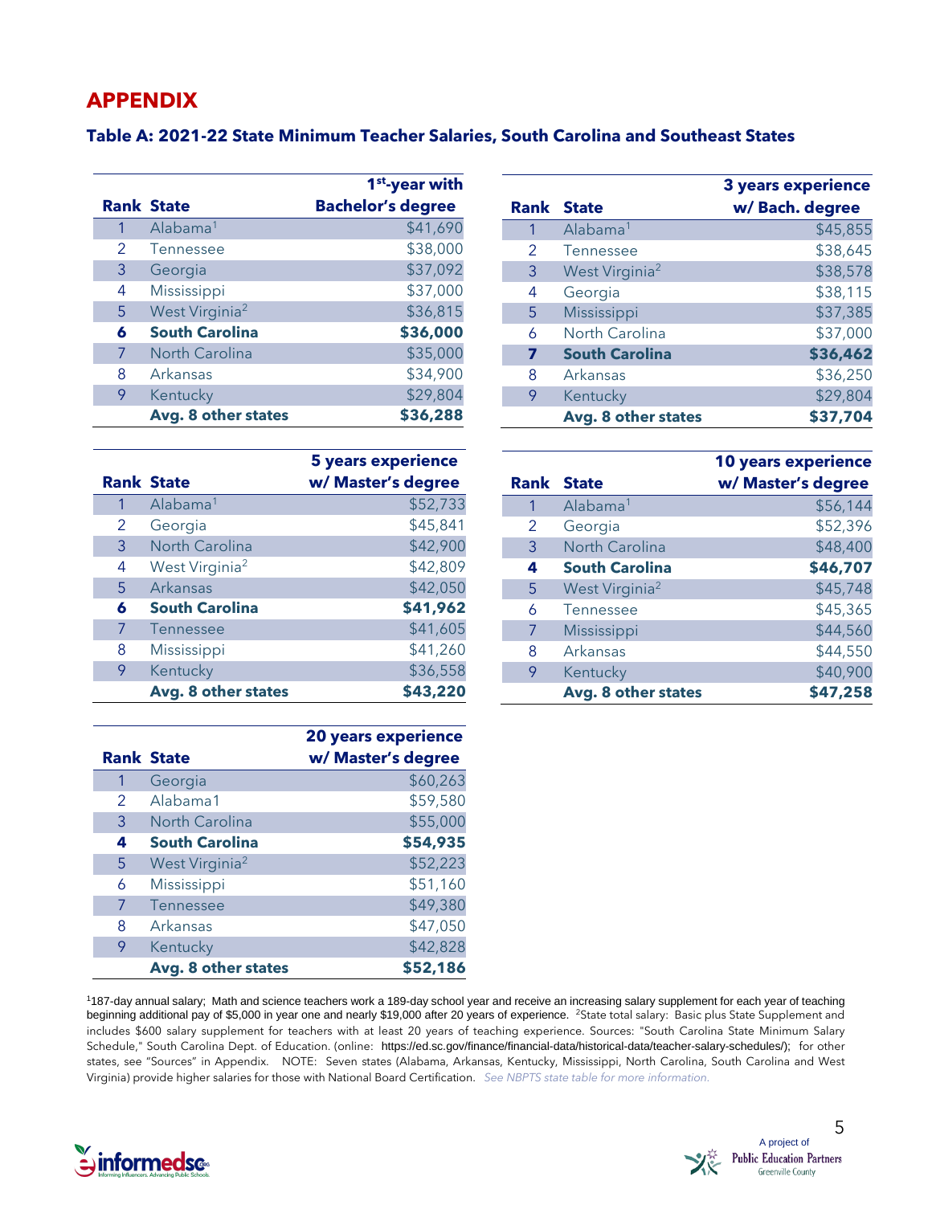# APPENDIX

### Table A: 2021-22 State Minimum Teacher Salaries, South Carolina and Southeast States

| Rank | State | 1st-year with Bachelor's degree |
|---|---|---|
| 1 | Alabama[1] | $41,690 |
| 2 | Tennessee | $38,000 |
| 3 | Georgia | $37,092 |
| 4 | Mississippi | $37,000 |
| 5 | West Virginia[2] | $36,815 |
| **6** | **South Carolina** | **$36,000** |
| 7 | North Carolina | $35,000 |
| 8 | Arkansas | $34,900 |
| 9 | Kentucky | $29,804 |
| | **Avg. 8 other states** | **$36,288** |

| Rank | State | 3 years experience w/ Bach. degree |
|---|---|---|
| 1 | Alabama[1] | $45,855 |
| 2 | Tennessee | $38,645 |
| 3 | West Virginia[2] | $38,578 |
| 4 | Georgia | $38,115 |
| 5 | Mississippi | $37,385 |
| 6 | North Carolina | $37,000 |
| **7** | **South Carolina** | **$36,462** |
| 8 | Arkansas | $36,250 |
| 9 | Kentucky | $29,804 |
| | **Avg. 8 other states** | **$37,704** |

| Rank | State | 5 years experience w/ Master's degree |
|---|---|---|
| 1 | Alabama[1] | $52,733 |
| 2 | Georgia | $45,841 |
| 3 | North Carolina | $42,900 |
| 4 | West Virginia[2] | $42,809 |
| 5 | Arkansas | $42,050 |
| **6** | **South Carolina** | **$41,962** |
| 7 | Tennessee | $41,605 |
| 8 | Mississippi | $41,260 |
| 9 | Kentucky | $36,558 |
| | **Avg. 8 other states** | **$43,220** |

| Rank | State | 10 years experience w/ Master's degree |
|---|---|---|
| 1 | Alabama[1] | $56,144 |
| 2 | Georgia | $52,396 |
| 3 | North Carolina | $48,400 |
| **4** | **South Carolina** | **$46,707** |
| 5 | West Virginia[2] | $45,748 |
| 6 | Tennessee | $45,365 |
| 7 | Mississippi | $44,560 |
| 8 | Arkansas | $44,550 |
| 9 | Kentucky | $40,900 |
| | **Avg. 8 other states** | **$47,258** |

| Rank | State | 20 years experience w/ Master's degree |
|---|---|---|
| 1 | Georgia | $60,263 |
| 2 | Alabama1 | $59,580 |
| 3 | North Carolina | $55,000 |
| **4** | **South Carolina** | **$54,935** |
| 5 | West Virginia[2] | $52,223 |
| 6 | Mississippi | $51,160 |
| 7 | Tennessee | $49,380 |
| 8 | Arkansas | $47,050 |
| 9 | Kentucky | $42,828 |
| | **Avg. 8 other states** | **$52,186** |

[1]187-day annual salary; Math and science teachers work a 189-day school year and receive an increasing salary supplement for each year of teaching beginning additional pay of $5,000 in year one and nearly $19,000 after 20 years of experience. [2]State total salary: Basic plus State Supplement and includes $600 salary supplement for teachers with at least 20 years of teaching experience. Sources: "South Carolina State Minimum Salary Schedule," South Carolina Dept. of Education. (online: https://ed.sc.gov/finance/financial-data/historical-data/teacher-salary-schedules/); for other states, see "Sources" in Appendix. NOTE: Seven states (Alabama, Arkansas, Kentucky, Mississippi, North Carolina, South Carolina and West Virginia) provide higher salaries for those with National Board Certification. *See NBPTS state table for more information.*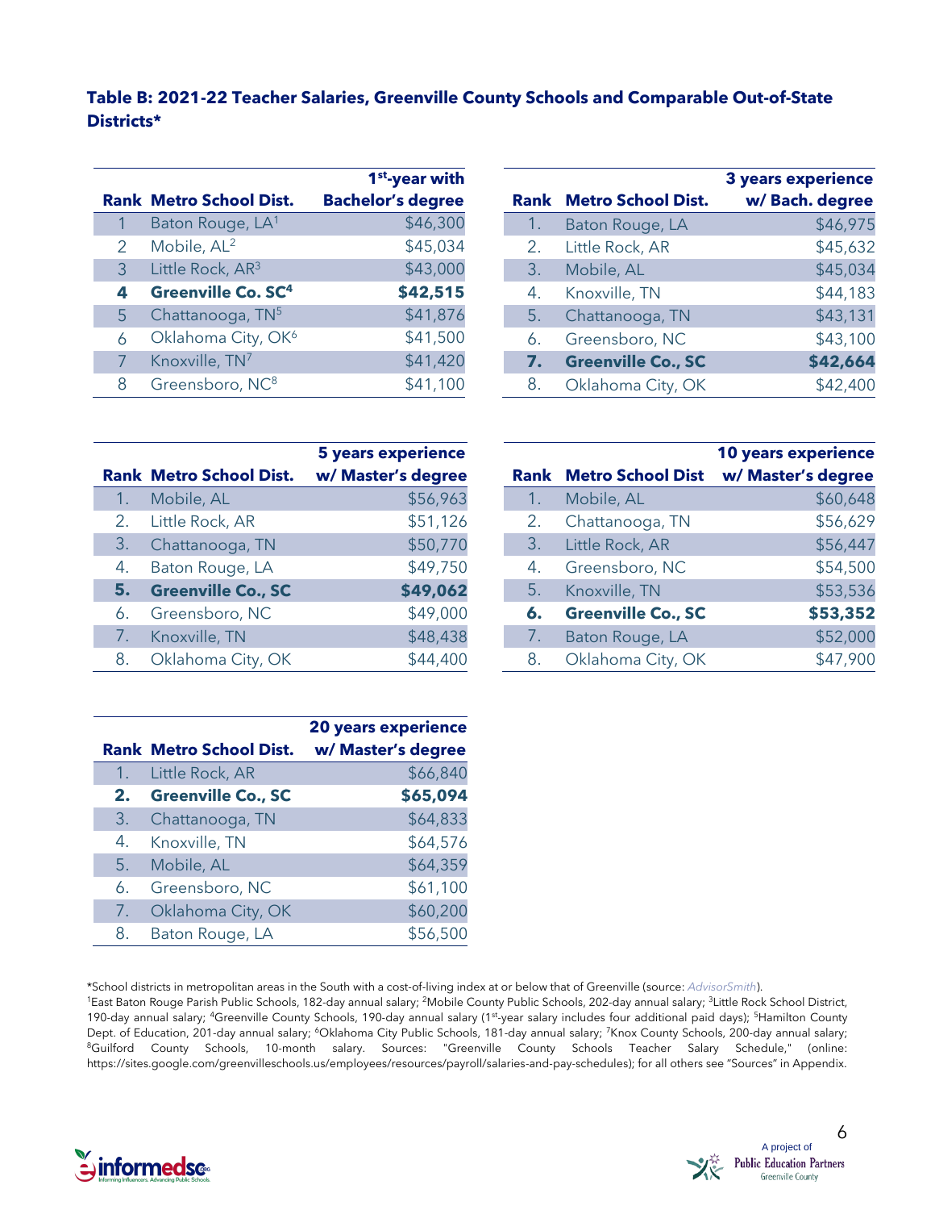**Table B: 2021-22 Teacher Salaries, Greenville County Schools and Comparable Out-of-State Districts***

| Rank | Metro School Dist. | 1st-year with Bachelor's degree |
|---|---|---|
| 1 | Baton Rouge, LA[1] | $46,300 |
| 2 | Mobile, AL[2] | $45,034 |
| 3 | Little Rock, AR[3] | $43,000 |
| **4** | **Greenville Co. SC[4]** | **$42,515** |
| 5 | Chattanooga, TN[5] | $41,876 |
| 6 | Oklahoma City, OK[6] | $41,500 |
| 7 | Knoxville, TN[7] | $41,420 |
| 8 | Greensboro, NC[8] | $41,100 |

| Rank | Metro School Dist. | 3 years experience w/ Bach. degree |
|---|---|---|
| 1. | Baton Rouge, LA | $46,975 |
| 2. | Little Rock, AR | $45,632 |
| 3. | Mobile, AL | $45,034 |
| 4. | Knoxville, TN | $44,183 |
| 5. | Chattanooga, TN | $43,131 |
| 6. | Greensboro, NC | $43,100 |
| **7.** | **Greenville Co., SC** | **$42,664** |
| 8. | Oklahoma City, OK | $42,400 |

| Rank | Metro School Dist. | 5 years experience w/ Master's degree |
|---|---|---|
| 1. | Mobile, AL | $56,963 |
| 2. | Little Rock, AR | $51,126 |
| 3. | Chattanooga, TN | $50,770 |
| 4. | Baton Rouge, LA | $49,750 |
| **5.** | **Greenville Co., SC** | **$49,062** |
| 6. | Greensboro, NC | $49,000 |
| 7. | Knoxville, TN | $48,438 |
| 8. | Oklahoma City, OK | $44,400 |

| Rank | Metro School Dist | 10 years experience w/ Master's degree |
|---|---|---|
| 1. | Mobile, AL | $60,648 |
| 2. | Chattanooga, TN | $56,629 |
| 3. | Little Rock, AR | $56,447 |
| 4. | Greensboro, NC | $54,500 |
| 5. | Knoxville, TN | $53,536 |
| **6.** | **Greenville Co., SC** | **$53,352** |
| 7. | Baton Rouge, LA | $52,000 |
| 8. | Oklahoma City, OK | $47,900 |

| Rank | Metro School Dist. | 20 years experience w/ Master's degree |
|---|---|---|
| 1. | Little Rock, AR | $66,840 |
| **2.** | **Greenville Co., SC** | **$65,094** |
| 3. | Chattanooga, TN | $64,833 |
| 4. | Knoxville, TN | $64,576 |
| 5. | Mobile, AL | $64,359 |
| 6. | Greensboro, NC | $61,100 |
| 7. | Oklahoma City, OK | $60,200 |
| 8. | Baton Rouge, LA | $56,500 |

*School districts in metropolitan areas in the South with a cost-of-living index at or below that of Greenville (source: *AdvisorSmith*).
[1]East Baton Rouge Parish Public Schools, 182-day annual salary; [2]Mobile County Public Schools, 202-day annual salary; [3]Little Rock School District, 190-day annual salary; [4]Greenville County Schools, 190-day annual salary (1st-year salary includes four additional paid days); [5]Hamilton County Dept. of Education, 201-day annual salary; [6]Oklahoma City Public Schools, 181-day annual salary; [7]Knox County Schools, 200-day annual salary; [8]Guilford County Schools, 10-month salary. Sources: "Greenville County Schools Teacher Salary Schedule," (online: https://sites.google.com/greenvilleschools.us/employees/resources/payroll/salaries-and-pay-schedules); for all others see "Sources" in Appendix.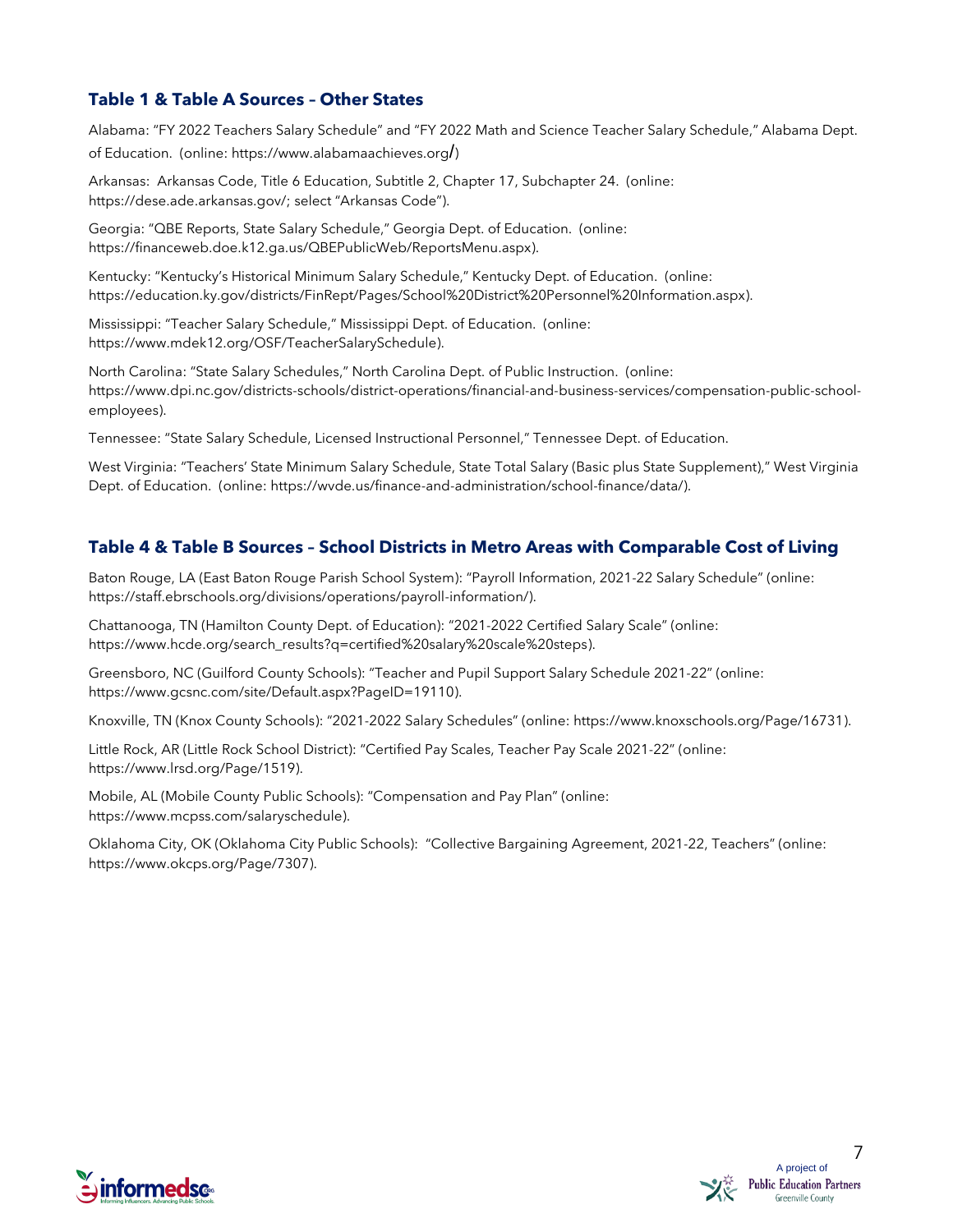## Table 1 & Table A Sources – Other States

Alabama: "FY 2022 Teachers Salary Schedule" and "FY 2022 Math and Science Teacher Salary Schedule," Alabama Dept. of Education. (online: https://www.alabamaachieves.org/)

Arkansas: Arkansas Code, Title 6 Education, Subtitle 2, Chapter 17, Subchapter 24. (online: https://dese.ade.arkansas.gov/; select "Arkansas Code").

Georgia: "QBE Reports, State Salary Schedule," Georgia Dept. of Education. (online: https://financeweb.doe.k12.ga.us/QBEPublicWeb/ReportsMenu.aspx).

Kentucky: "Kentucky's Historical Minimum Salary Schedule," Kentucky Dept. of Education. (online: https://education.ky.gov/districts/FinRept/Pages/School%20District%20Personnel%20Information.aspx).

Mississippi: "Teacher Salary Schedule," Mississippi Dept. of Education. (online: https://www.mdek12.org/OSF/TeacherSalarySchedule).

North Carolina: "State Salary Schedules," North Carolina Dept. of Public Instruction. (online: https://www.dpi.nc.gov/districts-schools/district-operations/financial-and-business-services/compensation-public-school-employees).

Tennessee: "State Salary Schedule, Licensed Instructional Personnel," Tennessee Dept. of Education.

West Virginia: "Teachers' State Minimum Salary Schedule, State Total Salary (Basic plus State Supplement)," West Virginia Dept. of Education. (online: https://wvde.us/finance-and-administration/school-finance/data/).

## Table 4 & Table B Sources – School Districts in Metro Areas with Comparable Cost of Living

Baton Rouge, LA (East Baton Rouge Parish School System): "Payroll Information, 2021-22 Salary Schedule" (online: https://staff.ebrschools.org/divisions/operations/payroll-information/).

Chattanooga, TN (Hamilton County Dept. of Education): "2021-2022 Certified Salary Scale" (online: https://www.hcde.org/search_results?q=certified%20salary%20scale%20steps).

Greensboro, NC (Guilford County Schools): "Teacher and Pupil Support Salary Schedule 2021-22" (online: https://www.gcsnc.com/site/Default.aspx?PageID=19110).

Knoxville, TN (Knox County Schools): "2021-2022 Salary Schedules" (online: https://www.knoxschools.org/Page/16731).

Little Rock, AR (Little Rock School District): "Certified Pay Scales, Teacher Pay Scale 2021-22" (online: https://www.lrsd.org/Page/1519).

Mobile, AL (Mobile County Public Schools): "Compensation and Pay Plan" (online: https://www.mcpss.com/salaryschedule).

Oklahoma City, OK (Oklahoma City Public Schools): "Collective Bargaining Agreement, 2021-22, Teachers" (online: https://www.okcps.org/Page/7307).